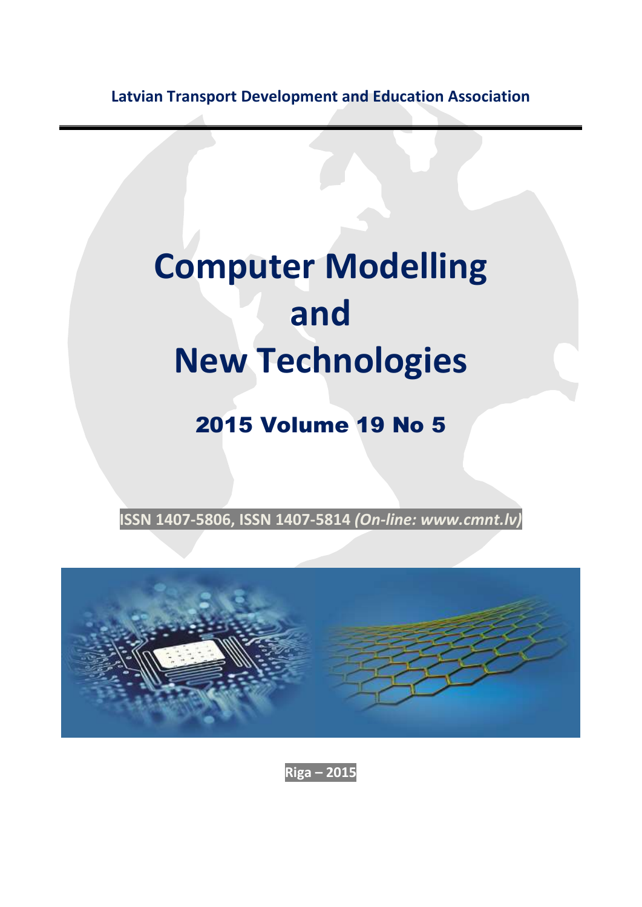**Latvian Transport Development and Education Association**

# Computer Modelling and New Technologies

## 2015 Volume 19 No 5

**ISSN 1407-5806, ISSN 1407-5814** ***(On-line: www.cmnt.lv)***

**Riga – 2015**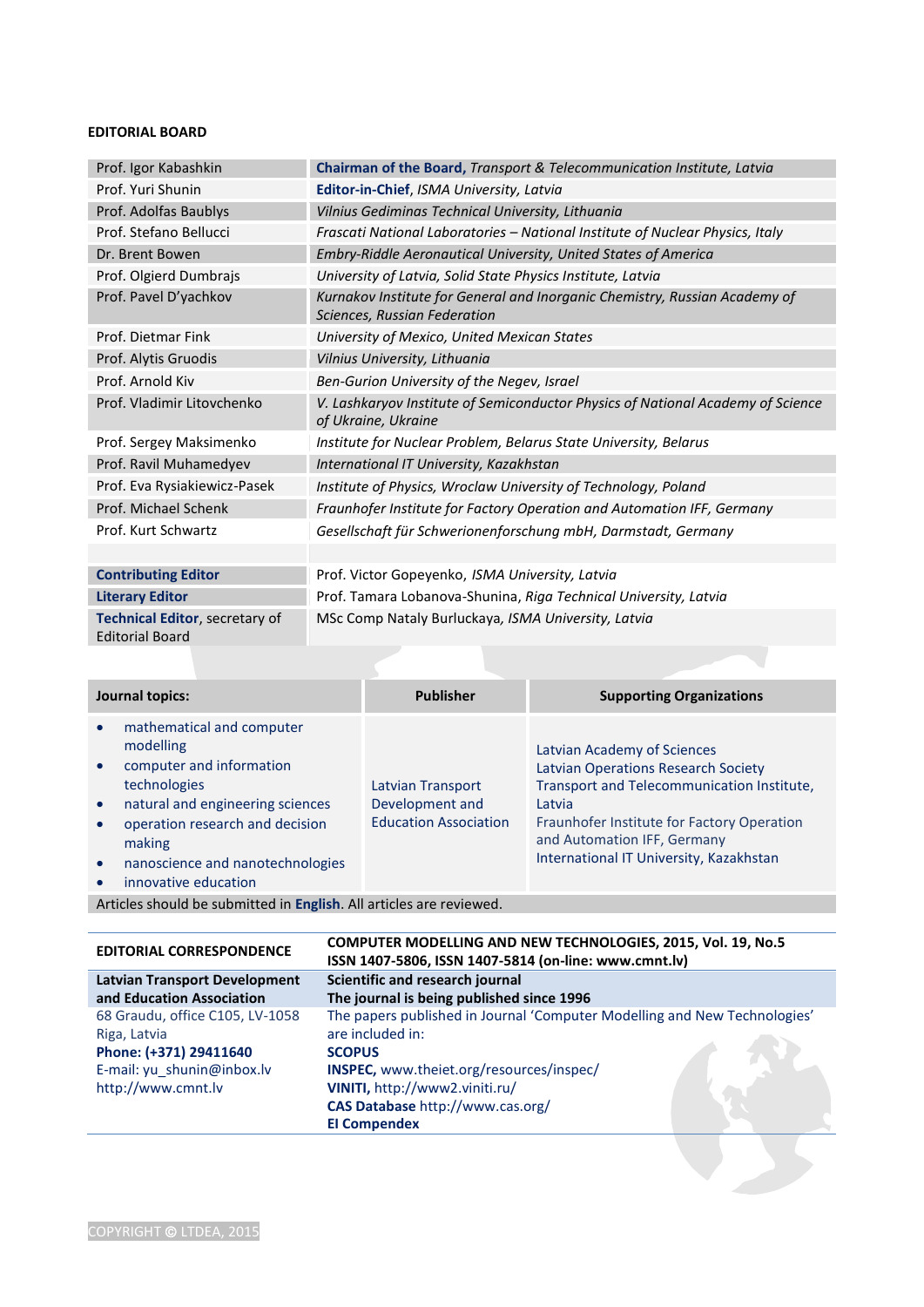**EDITORIAL BOARD**

| | |
|---|---|
| Prof. Igor Kabashkin | **Chairman of the Board,** *Transport & Telecommunication Institute, Latvia* |
| Prof. Yuri Shunin | **Editor-in-Chief**, *ISMA University, Latvia* |
| Prof. Adolfas Baublys | *Vilnius Gediminas Technical University, Lithuania* |
| Prof. Stefano Bellucci | *Frascati National Laboratories – National Institute of Nuclear Physics, Italy* |
| Dr. Brent Bowen | *Embry-Riddle Aeronautical University, United States of America* |
| Prof. Olgierd Dumbrajs | *University of Latvia, Solid State Physics Institute, Latvia* |
| Prof. Pavel D'yachkov | *Kurnakov Institute for General and Inorganic Chemistry, Russian Academy of Sciences, Russian Federation* |
| Prof. Dietmar Fink | *University of Mexico, United Mexican States* |
| Prof. Alytis Gruodis | *Vilnius University, Lithuania* |
| Prof. Arnold Kiv | *Ben-Gurion University of the Negev, Israel* |
| Prof. Vladimir Litovchenko | *V. Lashkaryov Institute of Semiconductor Physics of National Academy of Science of Ukraine, Ukraine* |
| Prof. Sergey Maksimenko | *Institute for Nuclear Problem, Belarus State University, Belarus* |
| Prof. Ravil Muhamedyev | *International IT University, Kazakhstan* |
| Prof. Eva Rysiakiewicz-Pasek | *Institute of Physics, Wroclaw University of Technology, Poland* |
| Prof. Michael Schenk | *Fraunhofer Institute for Factory Operation and Automation IFF, Germany* |
| Prof. Kurt Schwartz | *Gesellschaft für Schwerionenforschung mbH, Darmstadt, Germany* |
| | |
| **Contributing Editor** | Prof. Victor Gopeyenko, *ISMA University, Latvia* |
| **Literary Editor** | Prof. Tamara Lobanova-Shunina, *Riga Technical University, Latvia* |
| **Technical Editor**, secretary of Editorial Board | MSc Comp Nataly Burluckaya, *ISMA University, Latvia* |

| **Journal topics:** | **Publisher** | **Supporting Organizations** |
|---|---|---|
| • mathematical and computer modelling<br>• computer and information technologies<br>• natural and engineering sciences<br>• operation research and decision making<br>• nanoscience and nanotechnologies<br>• innovative education | Latvian Transport Development and Education Association | Latvian Academy of Sciences<br>Latvian Operations Research Society<br>Transport and Telecommunication Institute, Latvia<br>Fraunhofer Institute for Factory Operation and Automation IFF, Germany<br>International IT University, Kazakhstan |

Articles should be submitted in **English**. All articles are reviewed.

| **EDITORIAL CORRESPONDENCE** | **COMPUTER MODELLING AND NEW TECHNOLOGIES, 2015, Vol. 19, No.5**<br>**ISSN 1407-5806, ISSN 1407-5814 (on-line: www.cmnt.lv)** |
|---|---|
| **Latvian Transport Development and Education Association** | **Scientific and research journal**<br>**The journal is being published since 1996** |
| 68 Graudu, office C105, LV-1058 Riga, Latvia<br>**Phone: (+371) 29411640**<br>E-mail: yu_shunin@inbox.lv<br>http://www.cmnt.lv | The papers published in Journal 'Computer Modelling and New Technologies' are included in:<br>**SCOPUS**<br>**INSPEC,** www.theiet.org/resources/inspec/<br>**VINITI,** http://www2.viniti.ru/<br>**CAS Database** http://www.cas.org/<br>**EI Compendex** |

COPYRIGHT © LTDEA, 2015